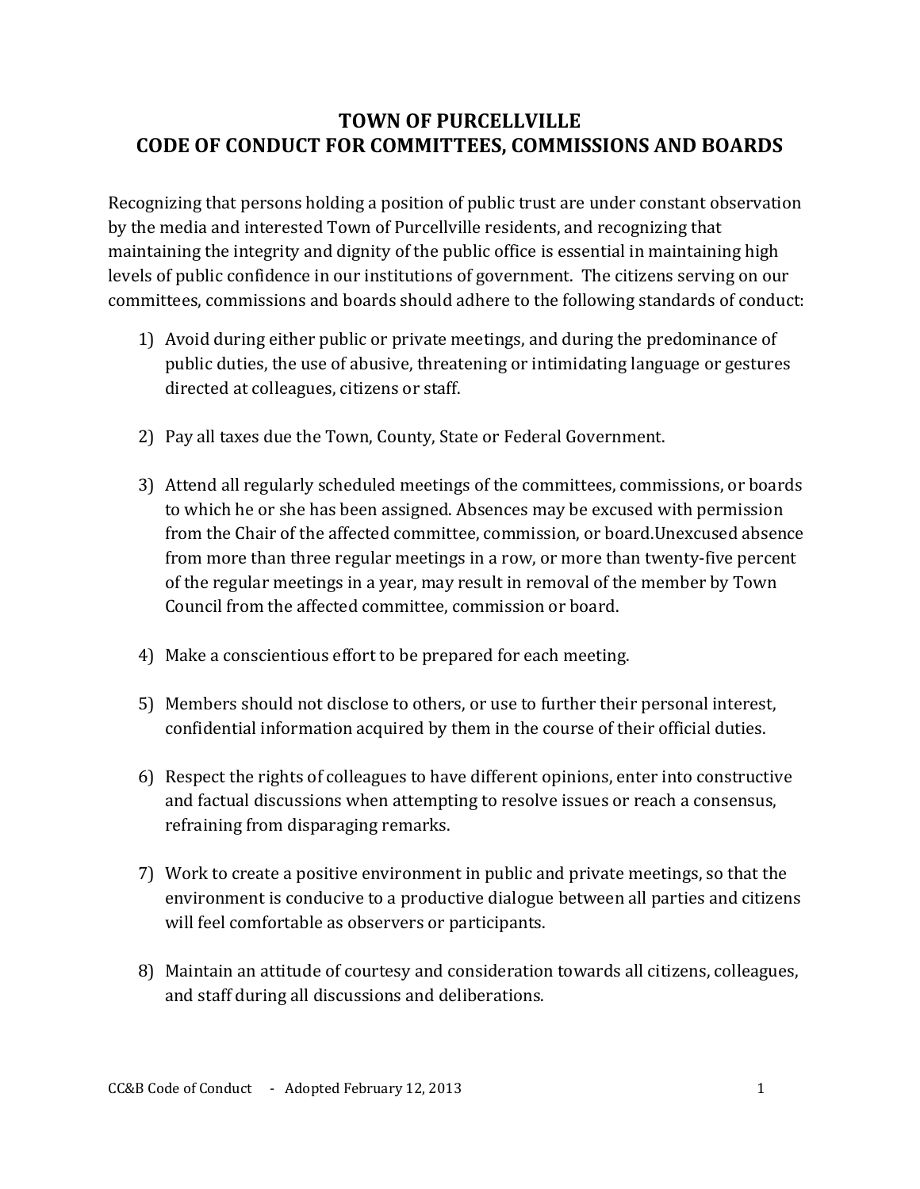# TOWN OF PURCELLVILLE
# CODE OF CONDUCT FOR COMMITTEES, COMMISSIONS AND BOARDS

Recognizing that persons holding a position of public trust are under constant observation by the media and interested Town of Purcellville residents, and recognizing that maintaining the integrity and dignity of the public office is essential in maintaining high levels of public confidence in our institutions of government. The citizens serving on our committees, commissions and boards should adhere to the following standards of conduct:

1) Avoid during either public or private meetings, and during the predominance of public duties, the use of abusive, threatening or intimidating language or gestures directed at colleagues, citizens or staff.

2) Pay all taxes due the Town, County, State or Federal Government.

3) Attend all regularly scheduled meetings of the committees, commissions, or boards to which he or she has been assigned. Absences may be excused with permission from the Chair of the affected committee, commission, or board.Unexcused absence from more than three regular meetings in a row, or more than twenty-five percent of the regular meetings in a year, may result in removal of the member by Town Council from the affected committee, commission or board.

4) Make a conscientious effort to be prepared for each meeting.

5) Members should not disclose to others, or use to further their personal interest, confidential information acquired by them in the course of their official duties.

6) Respect the rights of colleagues to have different opinions, enter into constructive and factual discussions when attempting to resolve issues or reach a consensus, refraining from disparaging remarks.

7) Work to create a positive environment in public and private meetings, so that the environment is conducive to a productive dialogue between all parties and citizens will feel comfortable as observers or participants.

8) Maintain an attitude of courtesy and consideration towards all citizens, colleagues, and staff during all discussions and deliberations.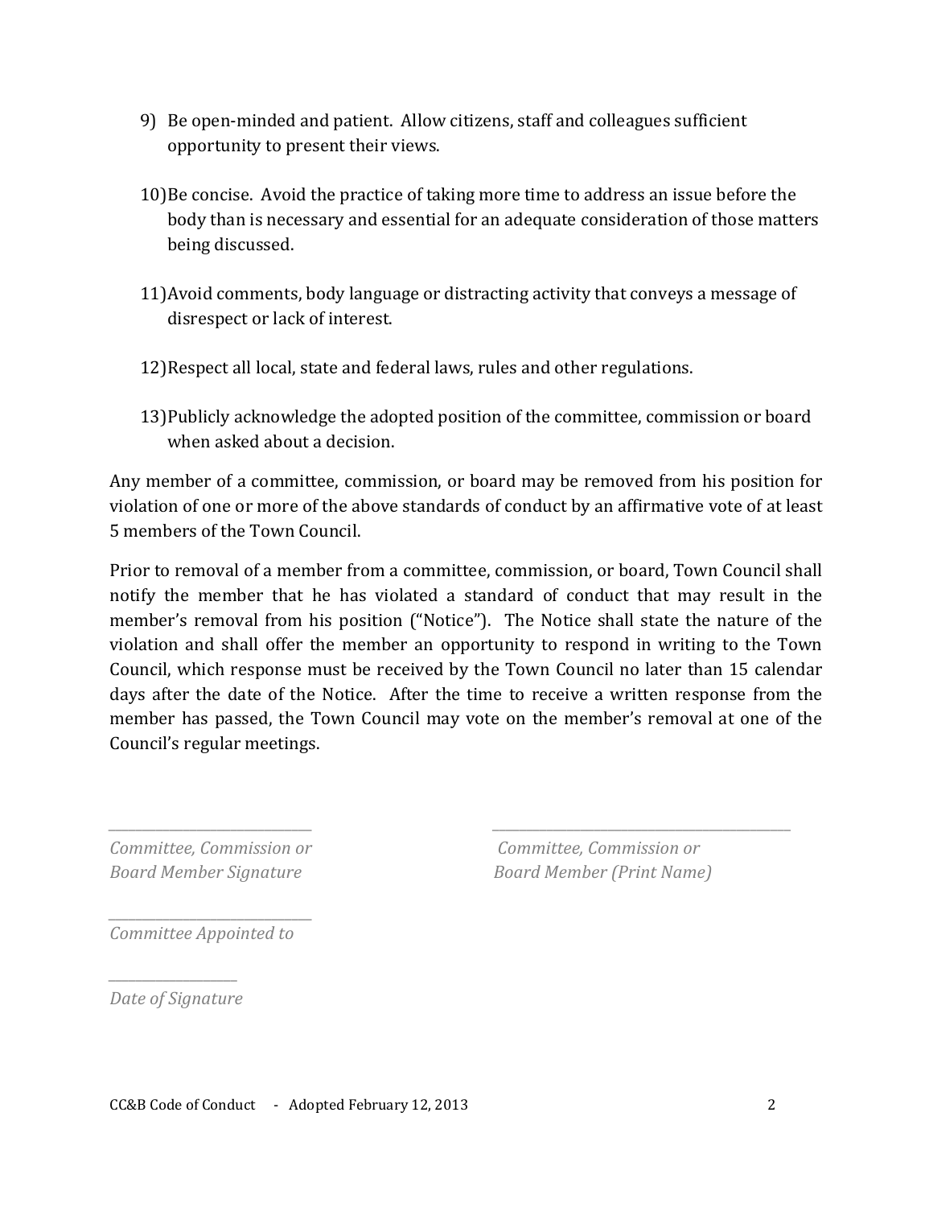9) Be open-minded and patient. Allow citizens, staff and colleagues sufficient opportunity to present their views.

10) Be concise. Avoid the practice of taking more time to address an issue before the body than is necessary and essential for an adequate consideration of those matters being discussed.

11) Avoid comments, body language or distracting activity that conveys a message of disrespect or lack of interest.

12) Respect all local, state and federal laws, rules and other regulations.

13) Publicly acknowledge the adopted position of the committee, commission or board when asked about a decision.

Any member of a committee, commission, or board may be removed from his position for violation of one or more of the above standards of conduct by an affirmative vote of at least 5 members of the Town Council.

Prior to removal of a member from a committee, commission, or board, Town Council shall notify the member that he has violated a standard of conduct that may result in the member's removal from his position ("Notice"). The Notice shall state the nature of the violation and shall offer the member an opportunity to respond in writing to the Town Council, which response must be received by the Town Council no later than 15 calendar days after the date of the Notice. After the time to receive a written response from the member has passed, the Town Council may vote on the member's removal at one of the Council's regular meetings.

\_\_\_\_\_\_\_\_\_\_\_\_\_\_\_\_\_\_\_\_\_\_\_\_\_\_\_\_\_\_
*Committee, Commission or Board Member Signature*

\_\_\_\_\_\_\_\_\_\_\_\_\_\_\_\_\_\_\_\_\_\_\_\_\_\_\_\_\_\_
*Committee, Commission or Board Member (Print Name)*

\_\_\_\_\_\_\_\_\_\_\_\_\_\_\_\_\_\_\_\_\_\_\_\_\_\_\_\_\_\_
*Committee Appointed to*

\_\_\_\_\_\_\_\_\_\_\_\_\_\_\_\_\_\_\_\_
*Date of Signature*